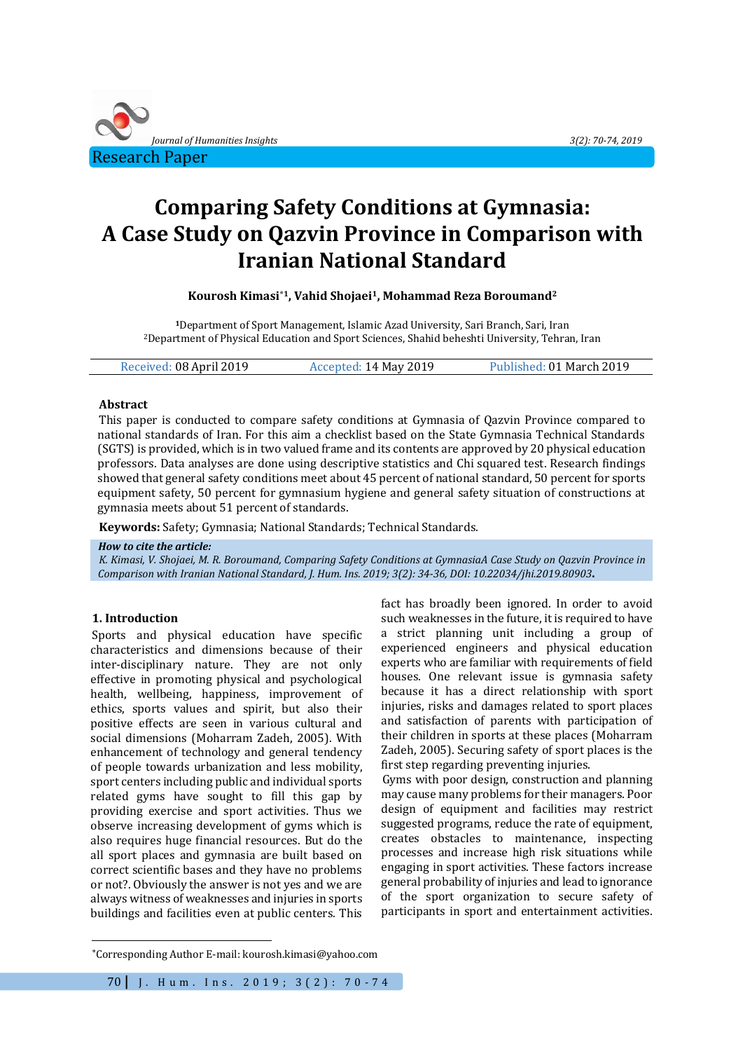Research Paper

# Comparing Safety Conditions at Gymnasia: A Case Study on Qazvin Province in Comparison with Iranian National Standard

**Kourosh Kimasi*[1], Vahid Shojaei[1], Mohammad Reza Boroumand[2]**

[1]Department of Sport Management, Islamic Azad University, Sari Branch, Sari, Iran
[2]Department of Physical Education and Sport Sciences, Shahid beheshti University, Tehran, Iran

Received: 08 April 2019 Accepted: 14 May 2019 Published: 01 March 2019

### Abstract

This paper is conducted to compare safety conditions at Gymnasia of Qazvin Province compared to national standards of Iran. For this aim a checklist based on the State Gymnasia Technical Standards (SGTS) is provided, which is in two valued frame and its contents are approved by 20 physical education professors. Data analyses are done using descriptive statistics and Chi squared test. Research findings showed that general safety conditions meet about 45 percent of national standard, 50 percent for sports equipment safety, 50 percent for gymnasium hygiene and general safety situation of constructions at gymnasia meets about 51 percent of standards.

**Keywords:** Safety; Gymnasia; National Standards; Technical Standards.

***How to cite the article:***
*K. Kimasi, V. Shojaei, M. R. Boroumand, Comparing Safety Conditions at GymnasiaA Case Study on Qazvin Province in Comparison with Iranian National Standard, J. Hum. Ins. 2019; 3(2): 34-36, DOI: 10.22034/jhi.2019.80903***.**

## 1. Introduction

Sports and physical education have specific characteristics and dimensions because of their inter-disciplinary nature. They are not only effective in promoting physical and psychological health, wellbeing, happiness, improvement of ethics, sports values and spirit, but also their positive effects are seen in various cultural and social dimensions (Moharram Zadeh, 2005). With enhancement of technology and general tendency of people towards urbanization and less mobility, sport centers including public and individual sports related gyms have sought to fill this gap by providing exercise and sport activities. Thus we observe increasing development of gyms which is also requires huge financial resources. But do the all sport places and gymnasia are built based on correct scientific bases and they have no problems or not?. Obviously the answer is not yes and we are always witness of weaknesses and injuries in sports buildings and facilities even at public centers. This fact has broadly been ignored. In order to avoid such weaknesses in the future, it is required to have a strict planning unit including a group of experienced engineers and physical education experts who are familiar with requirements of field houses. One relevant issue is gymnasia safety because it has a direct relationship with sport injuries, risks and damages related to sport places and satisfaction of parents with participation of their children in sports at these places (Moharram Zadeh, 2005). Securing safety of sport places is the first step regarding preventing injuries.

Gyms with poor design, construction and planning may cause many problems for their managers. Poor design of equipment and facilities may restrict suggested programs, reduce the rate of equipment, creates obstacles to maintenance, inspecting processes and increase high risk situations while engaging in sport activities. These factors increase general probability of injuries and lead to ignorance of the sport organization to secure safety of participants in sport and entertainment activities.

*Corresponding Author E-mail: kourosh.kimasi@yahoo.com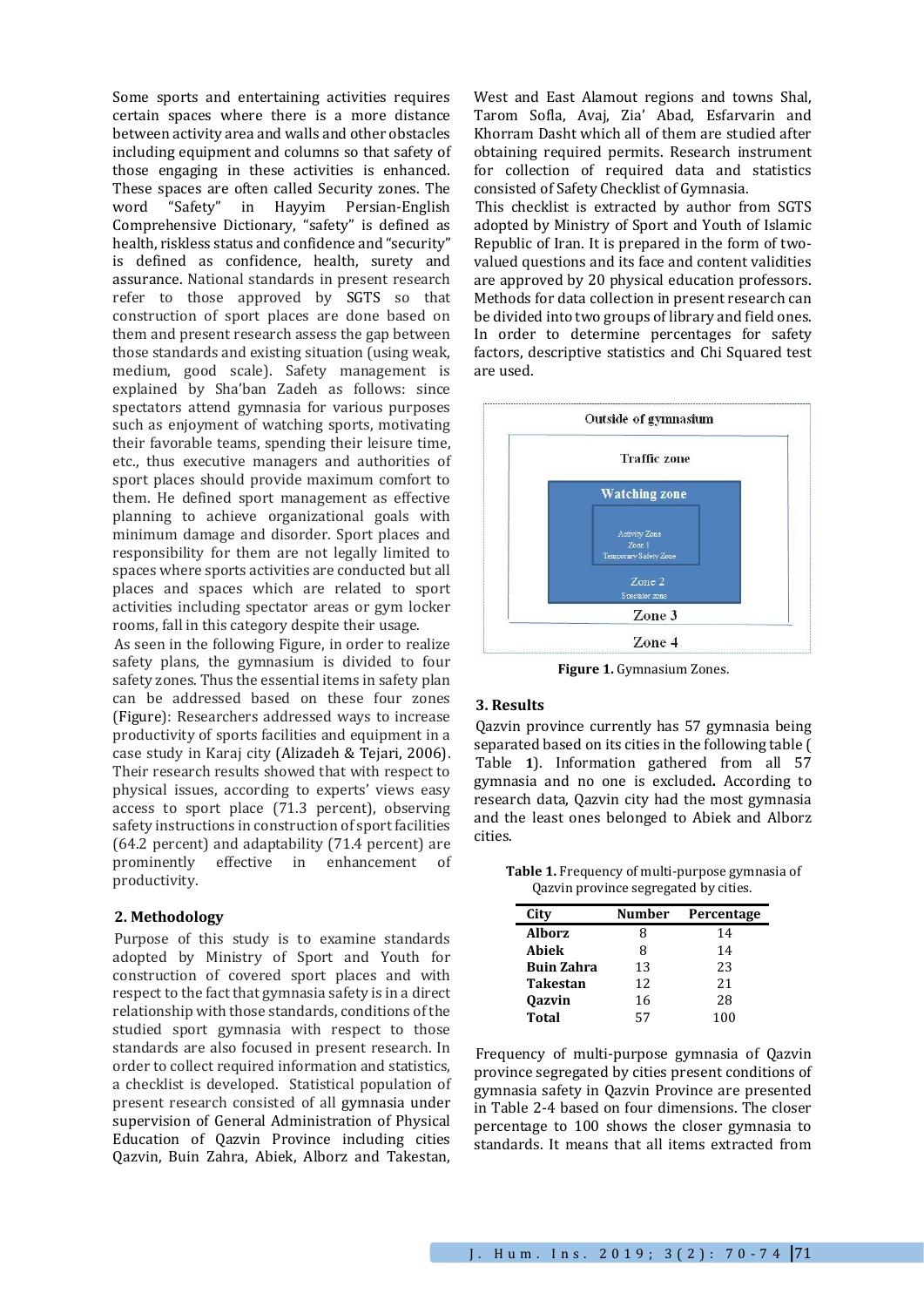Some sports and entertaining activities requires certain spaces where there is a more distance between activity area and walls and other obstacles including equipment and columns so that safety of those engaging in these activities is enhanced. These spaces are often called Security zones. The word "Safety" in Hayyim Persian-English Comprehensive Dictionary, "safety" is defined as health, riskless status and confidence and "security" is defined as confidence, health, surety and assurance. National standards in present research refer to those approved by SGTS so that construction of sport places are done based on them and present research assess the gap between those standards and existing situation (using weak, medium, good scale). Safety management is explained by Sha'ban Zadeh as follows: since spectators attend gymnasia for various purposes such as enjoyment of watching sports, motivating their favorable teams, spending their leisure time, etc., thus executive managers and authorities of sport places should provide maximum comfort to them. He defined sport management as effective planning to achieve organizational goals with minimum damage and disorder. Sport places and responsibility for them are not legally limited to spaces where sports activities are conducted but all places and spaces which are related to sport activities including spectator areas or gym locker rooms, fall in this category despite their usage.

As seen in the following Figure, in order to realize safety plans, the gymnasium is divided to four safety zones. Thus the essential items in safety plan can be addressed based on these four zones (Figure): Researchers addressed ways to increase productivity of sports facilities and equipment in a case study in Karaj city (Alizadeh & Tejari, 2006). Their research results showed that with respect to physical issues, according to experts' views easy access to sport place (71.3 percent), observing safety instructions in construction of sport facilities (64.2 percent) and adaptability (71.4 percent) are prominently effective in enhancement of productivity.

## 2. Methodology

Purpose of this study is to examine standards adopted by Ministry of Sport and Youth for construction of covered sport places and with respect to the fact that gymnasia safety is in a direct relationship with those standards, conditions of the studied sport gymnasia with respect to those standards are also focused in present research. In order to collect required information and statistics, a checklist is developed. Statistical population of present research consisted of all gymnasia under supervision of General Administration of Physical Education of Qazvin Province including cities Qazvin, Buin Zahra, Abiek, Alborz and Takestan, West and East Alamout regions and towns Shal, Tarom Sofla, Avaj, Zia' Abad, Esfarvarin and Khorram Dasht which all of them are studied after obtaining required permits. Research instrument for collection of required data and statistics consisted of Safety Checklist of Gymnasia.

This checklist is extracted by author from SGTS adopted by Ministry of Sport and Youth of Islamic Republic of Iran. It is prepared in the form of two-valued questions and its face and content validities are approved by 20 physical education professors. Methods for data collection in present research can be divided into two groups of library and field ones. In order to determine percentages for safety factors, descriptive statistics and Chi Squared test are used.

Outside of gymnasium

Traffic zone

Watching zone

Activity Zone
Zone 1
Temporary Safety Zone

Zone 2
Spectator zone

Zone 3

Zone 4

**Figure 1.** Gymnasium Zones.

## 3. Results

Qazvin province currently has 57 gymnasia being separated based on its cities in the following table ( Table **1**). Information gathered from all 57 gymnasia and no one is excluded**.** According to research data, Qazvin city had the most gymnasia and the least ones belonged to Abiek and Alborz cities.

**Table 1.** Frequency of multi-purpose gymnasia of Qazvin province segregated by cities.

| City | Number | Percentage |
|---|---|---|
| **Alborz** | 8 | 14 |
| **Abiek** | 8 | 14 |
| **Buin Zahra** | 13 | 23 |
| **Takestan** | 12 | 21 |
| **Qazvin** | 16 | 28 |
| **Total** | 57 | 100 |

Frequency of multi-purpose gymnasia of Qazvin province segregated by cities present conditions of gymnasia safety in Qazvin Province are presented in Table 2-4 based on four dimensions. The closer percentage to 100 shows the closer gymnasia to standards. It means that all items extracted from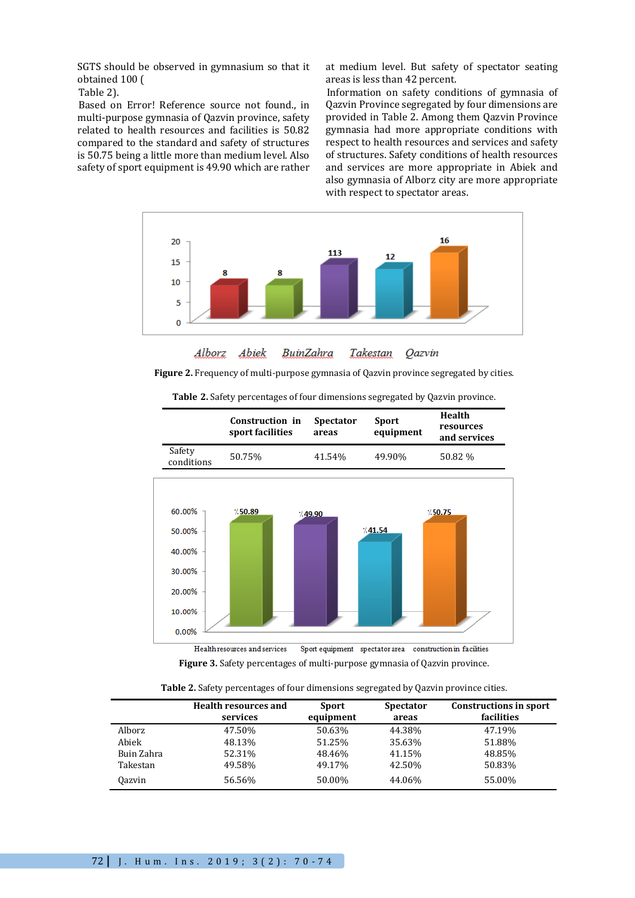SGTS should be observed in gymnasium so that it obtained 100 (
Table 2).

Based on Error! Reference source not found., in multi-purpose gymnasia of Qazvin province, safety related to health resources and facilities is 50.82 compared to the standard and safety of structures is 50.75 being a little more than medium level. Also safety of sport equipment is 49.90 which are rather at medium level. But safety of spectator seating areas is less than 42 percent.

Information on safety conditions of gymnasia of Qazvin Province segregated by four dimensions are provided in Table 2. Among them Qazvin Province gymnasia had more appropriate conditions with respect to health resources and services and safety of structures. Safety conditions of health resources and services are more appropriate in Abiek and also gymnasia of Alborz city are more appropriate with respect to spectator areas.

**Figure 2.** Frequency of multi-purpose gymnasia of Qazvin province segregated by cities.

**Table 2.** Safety percentages of four dimensions segregated by Qazvin province.

| | Construction in sport facilities | Spectator areas | Sport equipment | Health resources and services |
|---|---|---|---|---|
| Safety conditions | 50.75% | 41.54% | 49.90% | 50.82 % |

**Figure 3.** Safety percentages of multi-purpose gymnasia of Qazvin province.

**Table 2.** Safety percentages of four dimensions segregated by Qazvin province cities.

| | Health resources and services | Sport equipment | Spectator areas | Constructions in sport facilities |
|---|---|---|---|---|
| Alborz | 47.50% | 50.63% | 44.38% | 47.19% |
| Abiek | 48.13% | 51.25% | 35.63% | 51.88% |
| Buin Zahra | 52.31% | 48.46% | 41.15% | 48.85% |
| Takestan | 49.58% | 49.17% | 42.50% | 50.83% |
| Qazvin | 56.56% | 50.00% | 44.06% | 55.00% |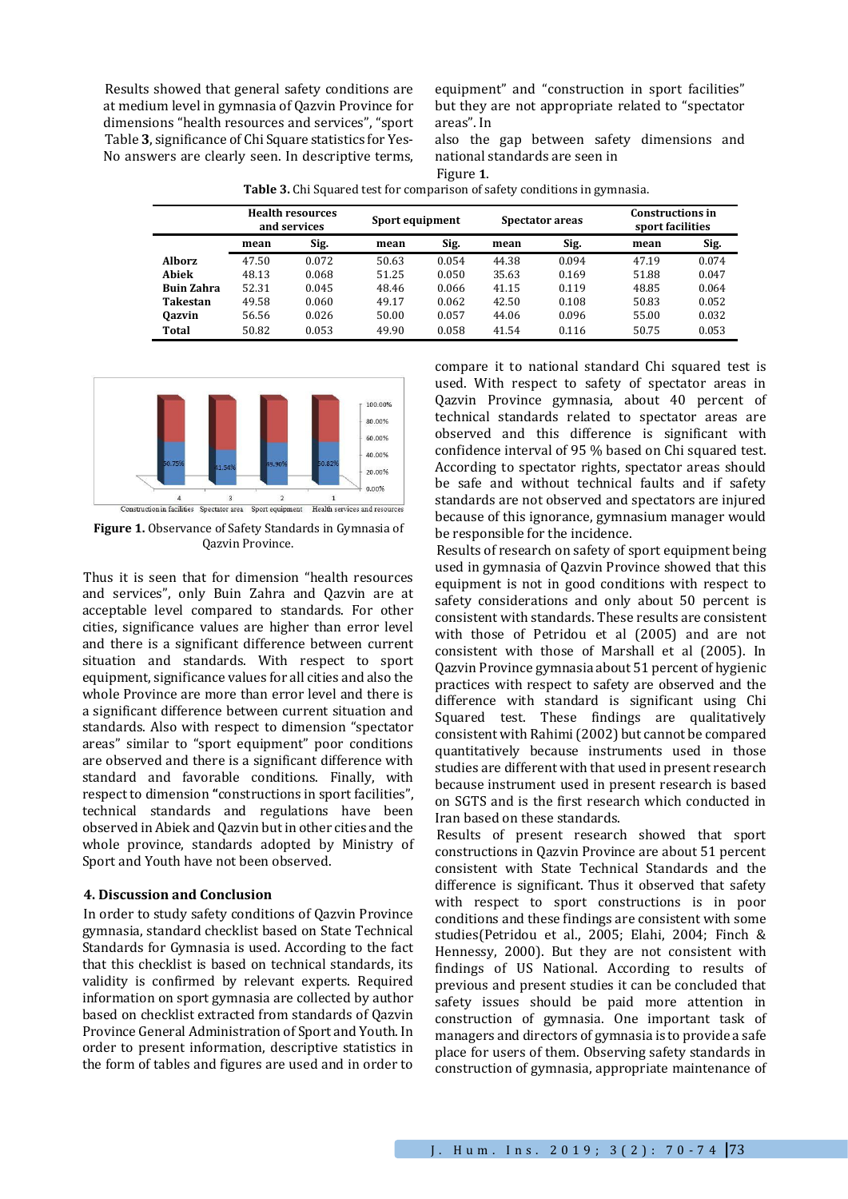Results showed that general safety conditions are at medium level in gymnasia of Qazvin Province for dimensions "health resources and services", "sport equipment" and "construction in sport facilities" but they are not appropriate related to "spectator areas". In Table **3**, significance of Chi Square statistics for Yes-No answers are clearly seen. In descriptive terms, also the gap between safety dimensions and national standards are seen in Figure **1**.

**Table 3.** Chi Squared test for comparison of safety conditions in gymnasia.

| | Health resources and services | | Sport equipment | | Spectator areas | | Constructions in sport facilities | |
|---|---|---|---|---|---|---|---|---|
| | **mean** | **Sig.** | **mean** | **Sig.** | **mean** | **Sig.** | **mean** | **Sig.** |
| **Alborz** | 47.50 | 0.072 | 50.63 | 0.054 | 44.38 | 0.094 | 47.19 | 0.074 |
| **Abiek** | 48.13 | 0.068 | 51.25 | 0.050 | 35.63 | 0.169 | 51.88 | 0.047 |
| **Buin Zahra** | 52.31 | 0.045 | 48.46 | 0.066 | 41.15 | 0.119 | 48.85 | 0.064 |
| **Takestan** | 49.58 | 0.060 | 49.17 | 0.062 | 42.50 | 0.108 | 50.83 | 0.052 |
| **Qazvin** | 56.56 | 0.026 | 50.00 | 0.057 | 44.06 | 0.096 | 55.00 | 0.032 |
| **Total** | 50.82 | 0.053 | 49.90 | 0.058 | 41.54 | 0.116 | 50.75 | 0.053 |

**Figure 1.** Observance of Safety Standards in Gymnasia of Qazvin Province.

Thus it is seen that for dimension "health resources and services", only Buin Zahra and Qazvin are at acceptable level compared to standards. For other cities, significance values are higher than error level and there is a significant difference between current situation and standards. With respect to sport equipment, significance values for all cities and also the whole Province are more than error level and there is a significant difference between current situation and standards. Also with respect to dimension "spectator areas" similar to "sport equipment" poor conditions are observed and there is a significant difference with standard and favorable conditions. Finally, with respect to dimension **"**constructions in sport facilities", technical standards and regulations have been observed in Abiek and Qazvin but in other cities and the whole province, standards adopted by Ministry of Sport and Youth have not been observed.

## 4. Discussion and Conclusion

In order to study safety conditions of Qazvin Province gymnasia, standard checklist based on State Technical Standards for Gymnasia is used. According to the fact that this checklist is based on technical standards, its validity is confirmed by relevant experts. Required information on sport gymnasia are collected by author based on checklist extracted from standards of Qazvin Province General Administration of Sport and Youth. In order to present information, descriptive statistics in the form of tables and figures are used and in order to compare it to national standard Chi squared test is used. With respect to safety of spectator areas in Qazvin Province gymnasia, about 40 percent of technical standards related to spectator areas are observed and this difference is significant with confidence interval of 95 % based on Chi squared test. According to spectator rights, spectator areas should be safe and without technical faults and if safety standards are not observed and spectators are injured because of this ignorance, gymnasium manager would be responsible for the incidence.

Results of research on safety of sport equipment being used in gymnasia of Qazvin Province showed that this equipment is not in good conditions with respect to safety considerations and only about 50 percent is consistent with standards. These results are consistent with those of Petridou et al (2005) and are not consistent with those of Marshall et al (2005). In Qazvin Province gymnasia about 51 percent of hygienic practices with respect to safety are observed and the difference with standard is significant using Chi Squared test. These findings are qualitatively consistent with Rahimi (2002) but cannot be compared quantitatively because instruments used in those studies are different with that used in present research because instrument used in present research is based on SGTS and is the first research which conducted in Iran based on these standards.

Results of present research showed that sport constructions in Qazvin Province are about 51 percent consistent with State Technical Standards and the difference is significant. Thus it observed that safety with respect to sport constructions is in poor conditions and these findings are consistent with some studies(Petridou et al., 2005; Elahi, 2004; Finch & Hennessy, 2000). But they are not consistent with findings of US National. According to results of previous and present studies it can be concluded that safety issues should be paid more attention in construction of gymnasia. One important task of managers and directors of gymnasia is to provide a safe place for users of them. Observing safety standards in construction of gymnasia, appropriate maintenance of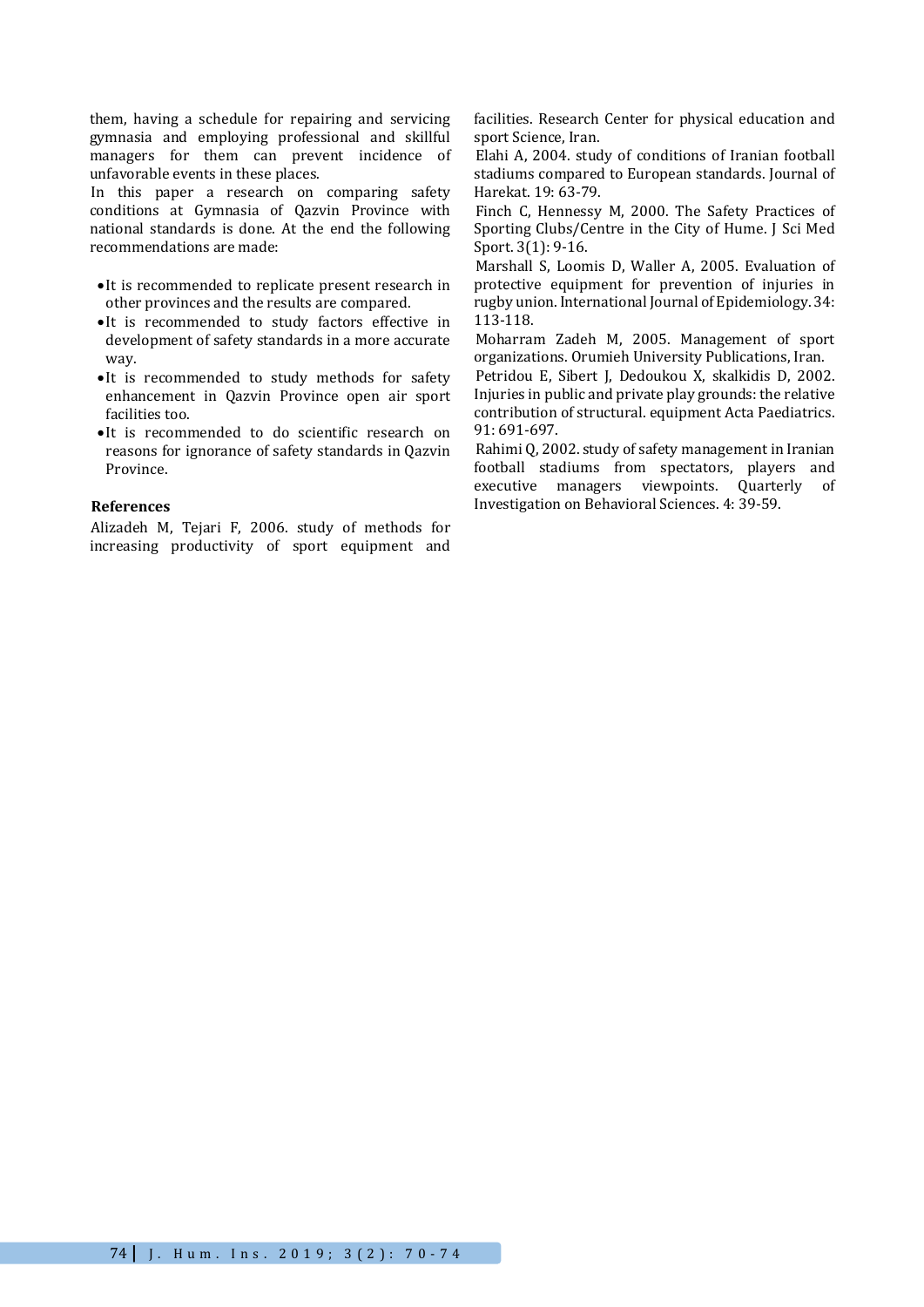them, having a schedule for repairing and servicing gymnasia and employing professional and skillful managers for them can prevent incidence of unfavorable events in these places.

In this paper a research on comparing safety conditions at Gymnasia of Qazvin Province with national standards is done. At the end the following recommendations are made:

- It is recommended to replicate present research in other provinces and the results are compared.
- It is recommended to study factors effective in development of safety standards in a more accurate way.
- It is recommended to study methods for safety enhancement in Qazvin Province open air sport facilities too.
- It is recommended to do scientific research on reasons for ignorance of safety standards in Qazvin Province.

### References

Alizadeh M, Tejari F, 2006. study of methods for increasing productivity of sport equipment and facilities. Research Center for physical education and sport Science, Iran.

Elahi A, 2004. study of conditions of Iranian football stadiums compared to European standards. Journal of Harekat. 19: 63-79.

Finch C, Hennessy M, 2000. The Safety Practices of Sporting Clubs/Centre in the City of Hume. J Sci Med Sport. 3(1): 9-16.

Marshall S, Loomis D, Waller A, 2005. Evaluation of protective equipment for prevention of injuries in rugby union. International Journal of Epidemiology. 34: 113-118.

Moharram Zadeh M, 2005. Management of sport organizations. Orumieh University Publications, Iran.

Petridou E, Sibert J, Dedoukou X, skalkidis D, 2002. Injuries in public and private play grounds: the relative contribution of structural. equipment Acta Paediatrics. 91: 691-697.

Rahimi Q, 2002. study of safety management in Iranian football stadiums from spectators, players and executive managers viewpoints. Quarterly of Investigation on Behavioral Sciences. 4: 39-59.